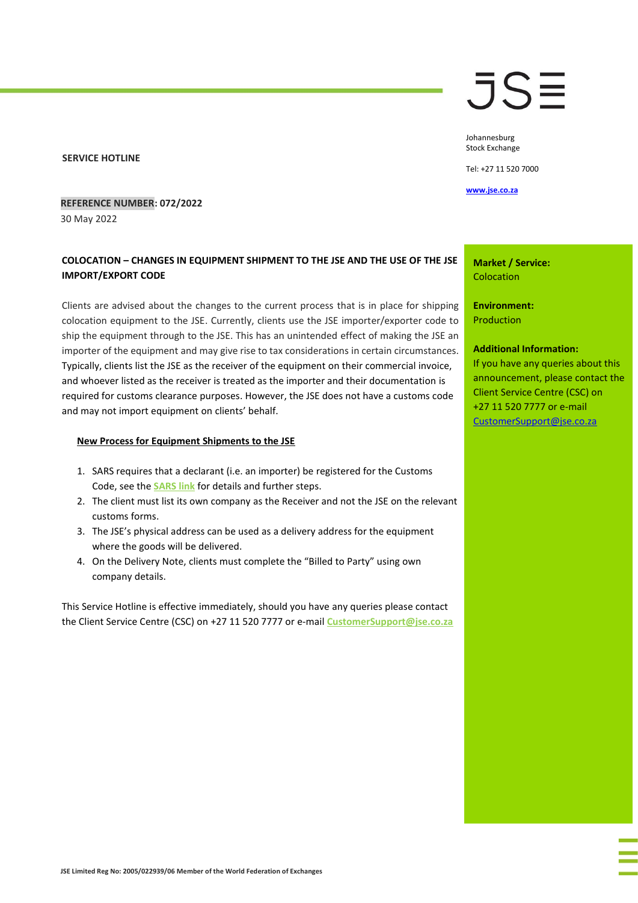# JSE

Johannesburg
Stock Exchange

Tel: +27 11 520 7000

www.jse.co.za

**SERVICE HOTLINE**

**REFERENCE NUMBER: 072/2022**
30 May 2022

**Market / Service:**
Colocation

**Environment:**
Production

**Additional Information:**
If you have any queries about this announcement, please contact the Client Service Centre (CSC) on +27 11 520 7777 or e-mail CustomerSupport@jse.co.za

## COLOCATION – CHANGES IN EQUIPMENT SHIPMENT TO THE JSE AND THE USE OF THE JSE IMPORT/EXPORT CODE

Clients are advised about the changes to the current process that is in place for shipping colocation equipment to the JSE. Currently, clients use the JSE importer/exporter code to ship the equipment through to the JSE. This has an unintended effect of making the JSE an importer of the equipment and may give rise to tax considerations in certain circumstances. Typically, clients list the JSE as the receiver of the equipment on their commercial invoice, and whoever listed as the receiver is treated as the importer and their documentation is required for customs clearance purposes. However, the JSE does not have a customs code and may not import equipment on clients' behalf.

### New Process for Equipment Shipments to the JSE

1. SARS requires that a declarant (i.e. an importer) be registered for the Customs Code, see the SARS link for details and further steps.
2. The client must list its own company as the Receiver and not the JSE on the relevant customs forms.
3. The JSE's physical address can be used as a delivery address for the equipment where the goods will be delivered.
4. On the Delivery Note, clients must complete the "Billed to Party" using own company details.

This Service Hotline is effective immediately, should you have any queries please contact the Client Service Centre (CSC) on +27 11 520 7777 or e-mail CustomerSupport@jse.co.za

JSE Limited Reg No: 2005/022939/06 Member of the World Federation of Exchanges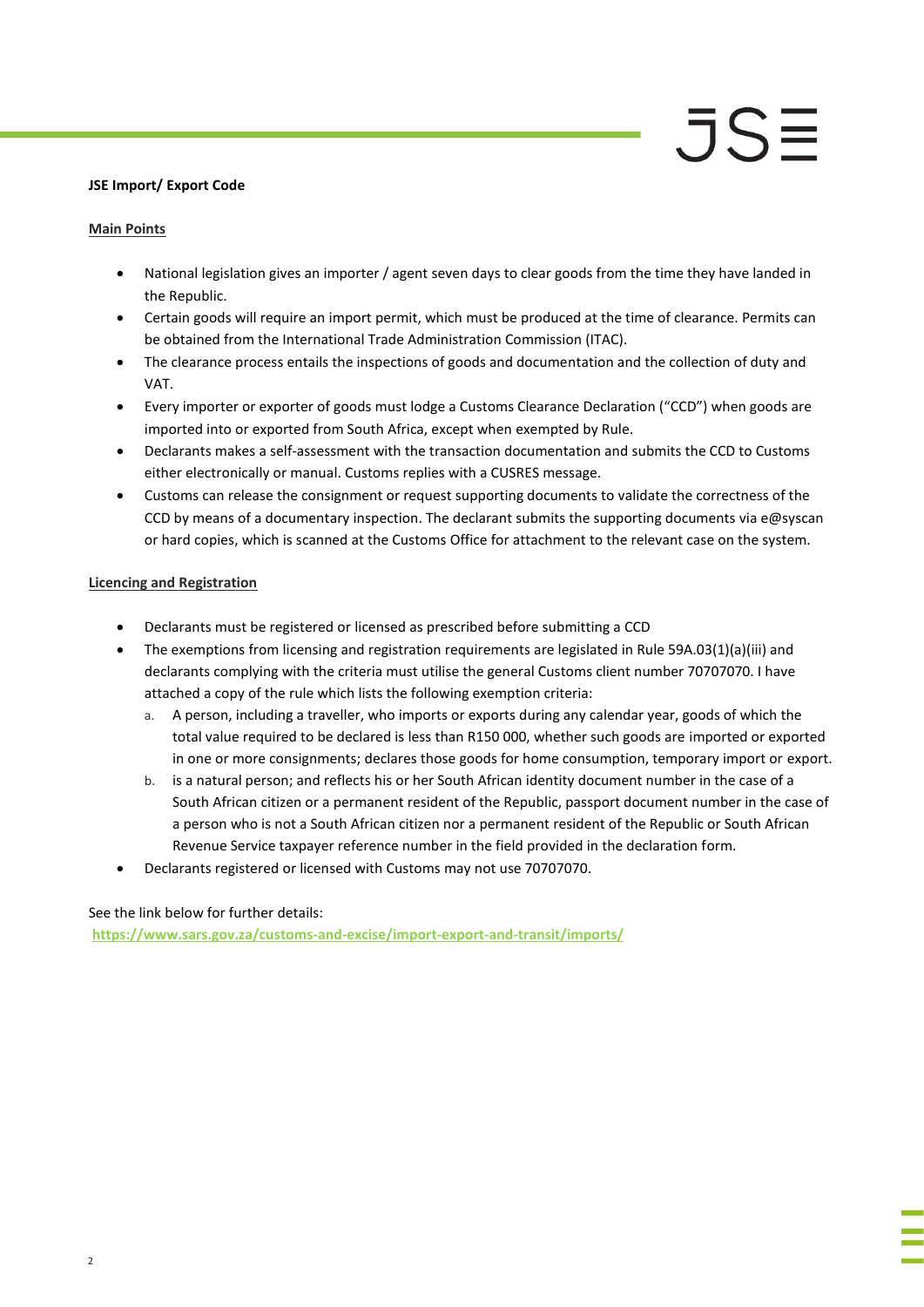**JSE Import/ Export Code**

**Main Points**

- National legislation gives an importer / agent seven days to clear goods from the time they have landed in the Republic.
- Certain goods will require an import permit, which must be produced at the time of clearance. Permits can be obtained from the International Trade Administration Commission (ITAC).
- The clearance process entails the inspections of goods and documentation and the collection of duty and VAT.
- Every importer or exporter of goods must lodge a Customs Clearance Declaration ("CCD") when goods are imported into or exported from South Africa, except when exempted by Rule.
- Declarants makes a self-assessment with the transaction documentation and submits the CCD to Customs either electronically or manual. Customs replies with a CUSRES message.
- Customs can release the consignment or request supporting documents to validate the correctness of the CCD by means of a documentary inspection. The declarant submits the supporting documents via e@syscan or hard copies, which is scanned at the Customs Office for attachment to the relevant case on the system.

**Licencing and Registration**

- Declarants must be registered or licensed as prescribed before submitting a CCD
- The exemptions from licensing and registration requirements are legislated in Rule 59A.03(1)(a)(iii) and declarants complying with the criteria must utilise the general Customs client number 70707070. I have attached a copy of the rule which lists the following exemption criteria:
  a. A person, including a traveller, who imports or exports during any calendar year, goods of which the total value required to be declared is less than R150 000, whether such goods are imported or exported in one or more consignments; declares those goods for home consumption, temporary import or export.
  b. is a natural person; and reflects his or her South African identity document number in the case of a South African citizen or a permanent resident of the Republic, passport document number in the case of a person who is not a South African citizen nor a permanent resident of the Republic or South African Revenue Service taxpayer reference number in the field provided in the declaration form.
- Declarants registered or licensed with Customs may not use 70707070.

See the link below for further details:
[https://www.sars.gov.za/customs-and-excise/import-export-and-transit/imports/](https://www.sars.gov.za/customs-and-excise/import-export-and-transit/imports/)